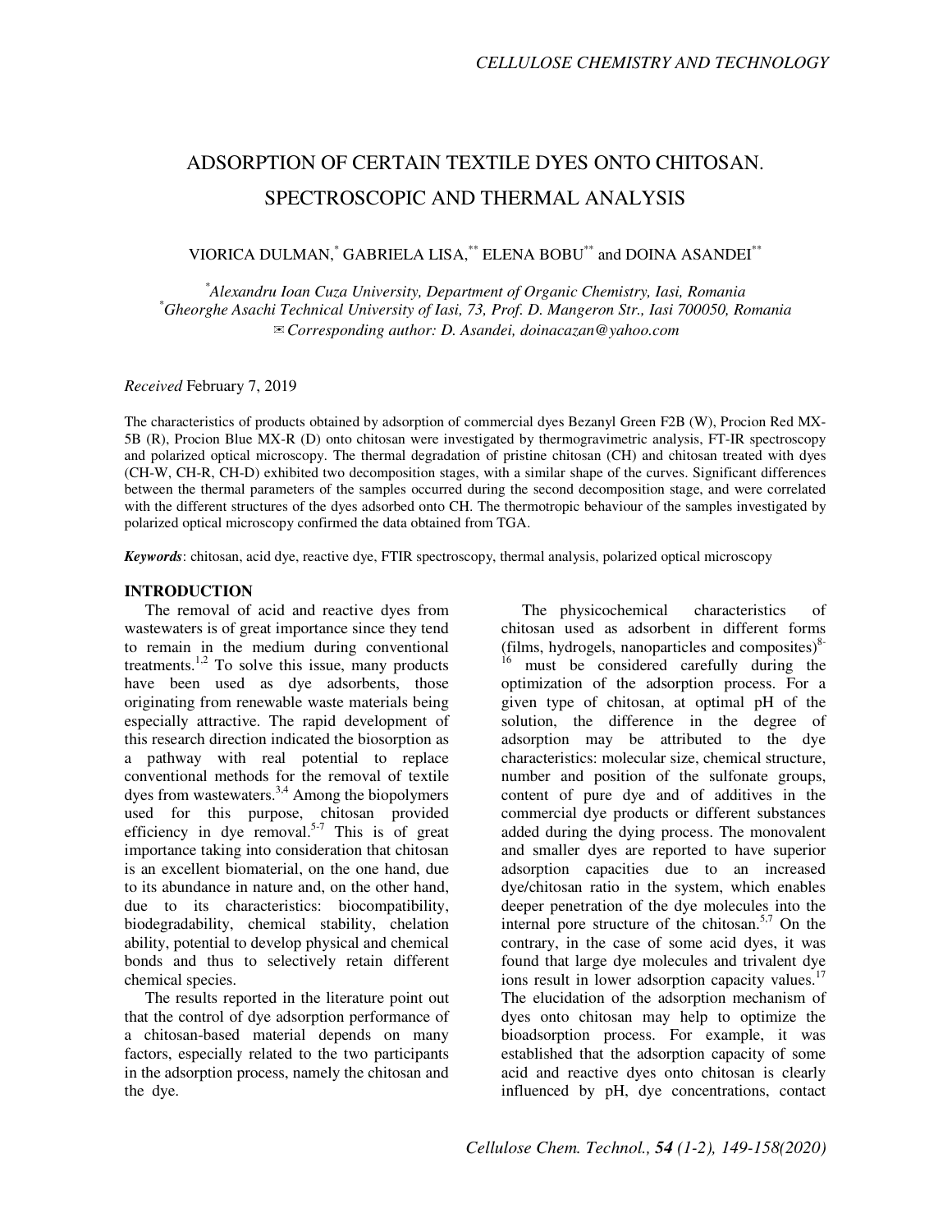# ADSORPTION OF CERTAIN TEXTILE DYES ONTO CHITOSAN. SPECTROSCOPIC AND THERMAL ANALYSIS

VIORICA DULMAN,[*] GABRIELA LISA,[**] ELENA BOBU[**] and DOINA ASANDEI[**]

[*]*Alexandru Ioan Cuza University, Department of Organic Chemistry, Iasi, Romania*
[*]*Gheorghe Asachi Technical University of Iasi, 73, Prof. D. Mangeron Str., Iasi 700050, Romania*
✉ *Corresponding author: D. Asandei, doinacazan@yahoo.com*

*Received* February 7, 2019

The characteristics of products obtained by adsorption of commercial dyes Bezanyl Green F2B (W), Procion Red MX-5B (R), Procion Blue MX-R (D) onto chitosan were investigated by thermogravimetric analysis, FT-IR spectroscopy and polarized optical microscopy. The thermal degradation of pristine chitosan (CH) and chitosan treated with dyes (CH-W, CH-R, CH-D) exhibited two decomposition stages, with a similar shape of the curves. Significant differences between the thermal parameters of the samples occurred during the second decomposition stage, and were correlated with the different structures of the dyes adsorbed onto CH. The thermotropic behaviour of the samples investigated by polarized optical microscopy confirmed the data obtained from TGA.

***Keywords***: chitosan, acid dye, reactive dye, FTIR spectroscopy, thermal analysis, polarized optical microscopy

## INTRODUCTION

The removal of acid and reactive dyes from wastewaters is of great importance since they tend to remain in the medium during conventional treatments.[1,2] To solve this issue, many products have been used as dye adsorbents, those originating from renewable waste materials being especially attractive. The rapid development of this research direction indicated the biosorption as a pathway with real potential to replace conventional methods for the removal of textile dyes from wastewaters.[3,4] Among the biopolymers used for this purpose, chitosan provided efficiency in dye removal.[5-7] This is of great importance taking into consideration that chitosan is an excellent biomaterial, on the one hand, due to its abundance in nature and, on the other hand, due to its characteristics: biocompatibility, biodegradability, chemical stability, chelation ability, potential to develop physical and chemical bonds and thus to selectively retain different chemical species.

The results reported in the literature point out that the control of dye adsorption performance of a chitosan-based material depends on many factors, especially related to the two participants in the adsorption process, namely the chitosan and the dye.

The physicochemical characteristics of chitosan used as adsorbent in different forms (films, hydrogels, nanoparticles and composites)[8-16] must be considered carefully during the optimization of the adsorption process. For a given type of chitosan, at optimal pH of the solution, the difference in the degree of adsorption may be attributed to the dye characteristics: molecular size, chemical structure, number and position of the sulfonate groups, content of pure dye and of additives in the commercial dye products or different substances added during the dying process. The monovalent and smaller dyes are reported to have superior adsorption capacities due to an increased dye/chitosan ratio in the system, which enables deeper penetration of the dye molecules into the internal pore structure of the chitosan.[5,7] On the contrary, in the case of some acid dyes, it was found that large dye molecules and trivalent dye ions result in lower adsorption capacity values.[17] The elucidation of the adsorption mechanism of dyes onto chitosan may help to optimize the bioadsorption process. For example, it was established that the adsorption capacity of some acid and reactive dyes onto chitosan is clearly influenced by pH, dye concentrations, contact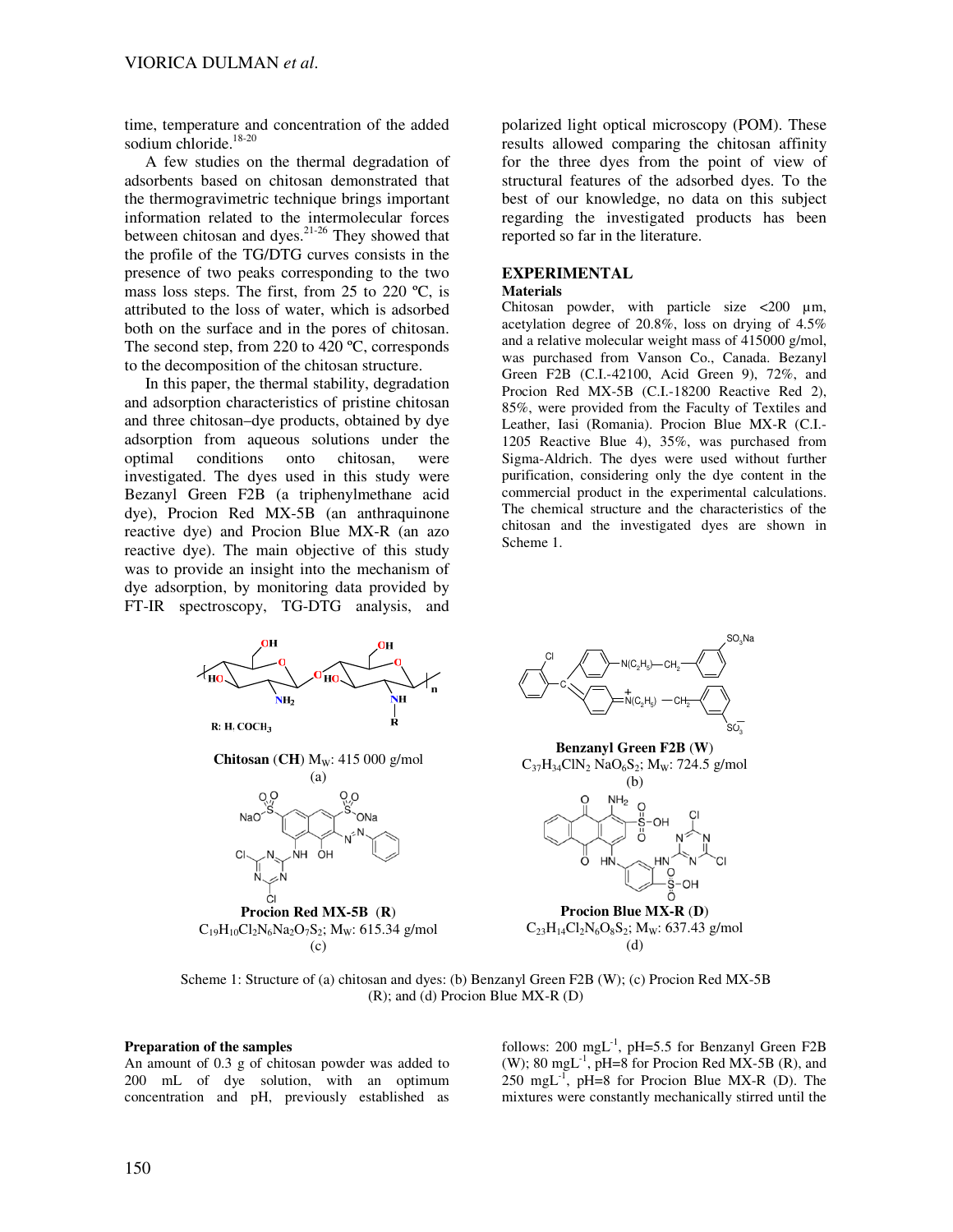time, temperature and concentration of the added sodium chloride.[18-20]

A few studies on the thermal degradation of adsorbents based on chitosan demonstrated that the thermogravimetric technique brings important information related to the intermolecular forces between chitosan and dyes.[21-26] They showed that the profile of the TG/DTG curves consists in the presence of two peaks corresponding to the two mass loss steps. The first, from 25 to 220 ºC, is attributed to the loss of water, which is adsorbed both on the surface and in the pores of chitosan. The second step, from 220 to 420 ºC, corresponds to the decomposition of the chitosan structure.

In this paper, the thermal stability, degradation and adsorption characteristics of pristine chitosan and three chitosan–dye products, obtained by dye adsorption from aqueous solutions under the optimal conditions onto chitosan, were investigated. The dyes used in this study were Bezanyl Green F2B (a triphenylmethane acid dye), Procion Red MX-5B (an anthraquinone reactive dye) and Procion Blue MX-R (an azo reactive dye). The main objective of this study was to provide an insight into the mechanism of dye adsorption, by monitoring data provided by FT-IR spectroscopy, TG-DTG analysis, and polarized light optical microscopy (POM). These results allowed comparing the chitosan affinity for the three dyes from the point of view of structural features of the adsorbed dyes. To the best of our knowledge, no data on this subject regarding the investigated products has been reported so far in the literature.

## EXPERIMENTAL

### Materials

Chitosan powder, with particle size <200 μm, acetylation degree of 20.8%, loss on drying of 4.5% and a relative molecular weight mass of 415000 g/mol, was purchased from Vanson Co., Canada. Bezanyl Green F2B (C.I.-42100, Acid Green 9), 72%, and Procion Red MX-5B (C.I.-18200 Reactive Red 2), 85%, were provided from the Faculty of Textiles and Leather, Iasi (Romania). Procion Blue MX-R (C.I.-1205 Reactive Blue 4), 35%, was purchased from Sigma-Aldrich. The dyes were used without further purification, considering only the dye content in the commercial product in the experimental calculations. The chemical structure and the characteristics of the chitosan and the investigated dyes are shown in Scheme 1.

**Chitosan (CH)** $M_W$: 415 000 g/mol
(a)

**Benzanyl Green F2B (W)**
$C_{37}H_{34}ClN_2NaO_6S_2$; $M_W$: 724.5 g/mol
(b)

**Procion Red MX-5B (R)**
$C_{19}H_{10}Cl_2N_6Na_2O_7S_2$; $M_W$: 615.34 g/mol
(c)

**Procion Blue MX-R (D)**
$C_{23}H_{14}Cl_2N_6O_8S_2$; $M_W$: 637.43 g/mol
(d)

Scheme 1: Structure of (a) chitosan and dyes: (b) Benzanyl Green F2B (W); (c) Procion Red MX-5B (R); and (d) Procion Blue MX-R (D)

### Preparation of the samples

An amount of 0.3 g of chitosan powder was added to 200 mL of dye solution, with an optimum concentration and pH, previously established as follows: 200 $mgL^{-1}$, pH=5.5 for Benzanyl Green F2B (W); 80 $mgL^{-1}$, pH=8 for Procion Red MX-5B (R), and 250 $mgL^{-1}$, pH=8 for Procion Blue MX-R (D). The mixtures were constantly mechanically stirred until the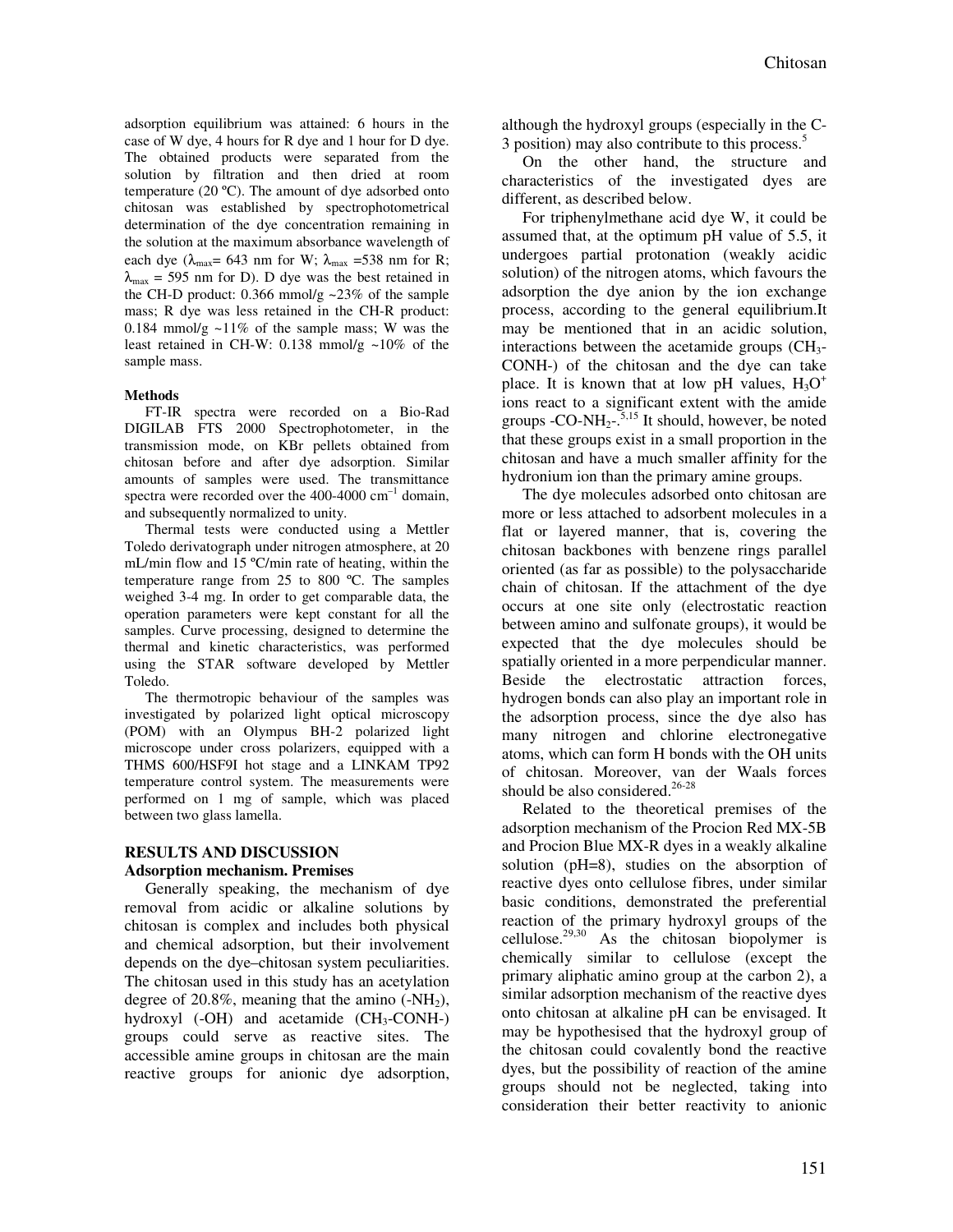adsorption equilibrium was attained: 6 hours in the case of W dye, 4 hours for R dye and 1 hour for D dye. The obtained products were separated from the solution by filtration and then dried at room temperature (20 ºC). The amount of dye adsorbed onto chitosan was established by spectrophotometrical determination of the dye concentration remaining in the solution at the maximum absorbance wavelength of each dye ($\lambda_{max}$= 643 nm for W; $\lambda_{max}$ =538 nm for R; $\lambda_{max}$ = 595 nm for D). D dye was the best retained in the CH-D product: 0.366 mmol/g ~23% of the sample mass; R dye was less retained in the CH-R product: 0.184 mmol/g ~11% of the sample mass; W was the least retained in CH-W: 0.138 mmol/g ~10% of the sample mass.

**Methods**

FT-IR spectra were recorded on a Bio-Rad DIGILAB FTS 2000 Spectrophotometer, in the transmission mode, on KBr pellets obtained from chitosan before and after dye adsorption. Similar amounts of samples were used. The transmittance spectra were recorded over the 400-4000 $cm^{-1}$ domain, and subsequently normalized to unity.

Thermal tests were conducted using a Mettler Toledo derivatograph under nitrogen atmosphere, at 20 mL/min flow and 15 ºC/min rate of heating, within the temperature range from 25 to 800 ºC. The samples weighed 3-4 mg. In order to get comparable data, the operation parameters were kept constant for all the samples. Curve processing, designed to determine the thermal and kinetic characteristics, was performed using the STAR software developed by Mettler Toledo.

The thermotropic behaviour of the samples was investigated by polarized light optical microscopy (POM) with an Olympus BH-2 polarized light microscope under cross polarizers, equipped with a THMS 600/HSF9I hot stage and a LINKAM TP92 temperature control system. The measurements were performed on 1 mg of sample, which was placed between two glass lamella.

## RESULTS AND DISCUSSION

### Adsorption mechanism. Premises

Generally speaking, the mechanism of dye removal from acidic or alkaline solutions by chitosan is complex and includes both physical and chemical adsorption, but their involvement depends on the dye–chitosan system peculiarities. The chitosan used in this study has an acetylation degree of 20.8%, meaning that the amino (-$NH_2$), hydroxyl (-OH) and acetamide ($CH_3$-CONH-) groups could serve as reactive sites. The accessible amine groups in chitosan are the main reactive groups for anionic dye adsorption, although the hydroxyl groups (especially in the C-3 position) may also contribute to this process.[5]

On the other hand, the structure and characteristics of the investigated dyes are different, as described below.

For triphenylmethane acid dye W, it could be assumed that, at the optimum pH value of 5.5, it undergoes partial protonation (weakly acidic solution) of the nitrogen atoms, which favours the adsorption the dye anion by the ion exchange process, according to the general equilibrium.It may be mentioned that in an acidic solution, interactions between the acetamide groups ($CH_3$-CONH-) of the chitosan and the dye can take place. It is known that at low pH values, $H_3O^+$ ions react to a significant extent with the amide groups -CO-$NH_2$-.[5,15] It should, however, be noted that these groups exist in a small proportion in the chitosan and have a much smaller affinity for the hydronium ion than the primary amine groups.

The dye molecules adsorbed onto chitosan are more or less attached to adsorbent molecules in a flat or layered manner, that is, covering the chitosan backbones with benzene rings parallel oriented (as far as possible) to the polysaccharide chain of chitosan. If the attachment of the dye occurs at one site only (electrostatic reaction between amino and sulfonate groups), it would be expected that the dye molecules should be spatially oriented in a more perpendicular manner. Beside the electrostatic attraction forces, hydrogen bonds can also play an important role in the adsorption process, since the dye also has many nitrogen and chlorine electronegative atoms, which can form H bonds with the OH units of chitosan. Moreover, van der Waals forces should be also considered.[26-28]

Related to the theoretical premises of the adsorption mechanism of the Procion Red MX-5B and Procion Blue MX-R dyes in a weakly alkaline solution (pH=8), studies on the absorption of reactive dyes onto cellulose fibres, under similar basic conditions, demonstrated the preferential reaction of the primary hydroxyl groups of the cellulose.[29,30] As the chitosan biopolymer is chemically similar to cellulose (except the primary aliphatic amino group at the carbon 2), a similar adsorption mechanism of the reactive dyes onto chitosan at alkaline pH can be envisaged. It may be hypothesised that the hydroxyl group of the chitosan could covalently bond the reactive dyes, but the possibility of reaction of the amine groups should not be neglected, taking into consideration their better reactivity to anionic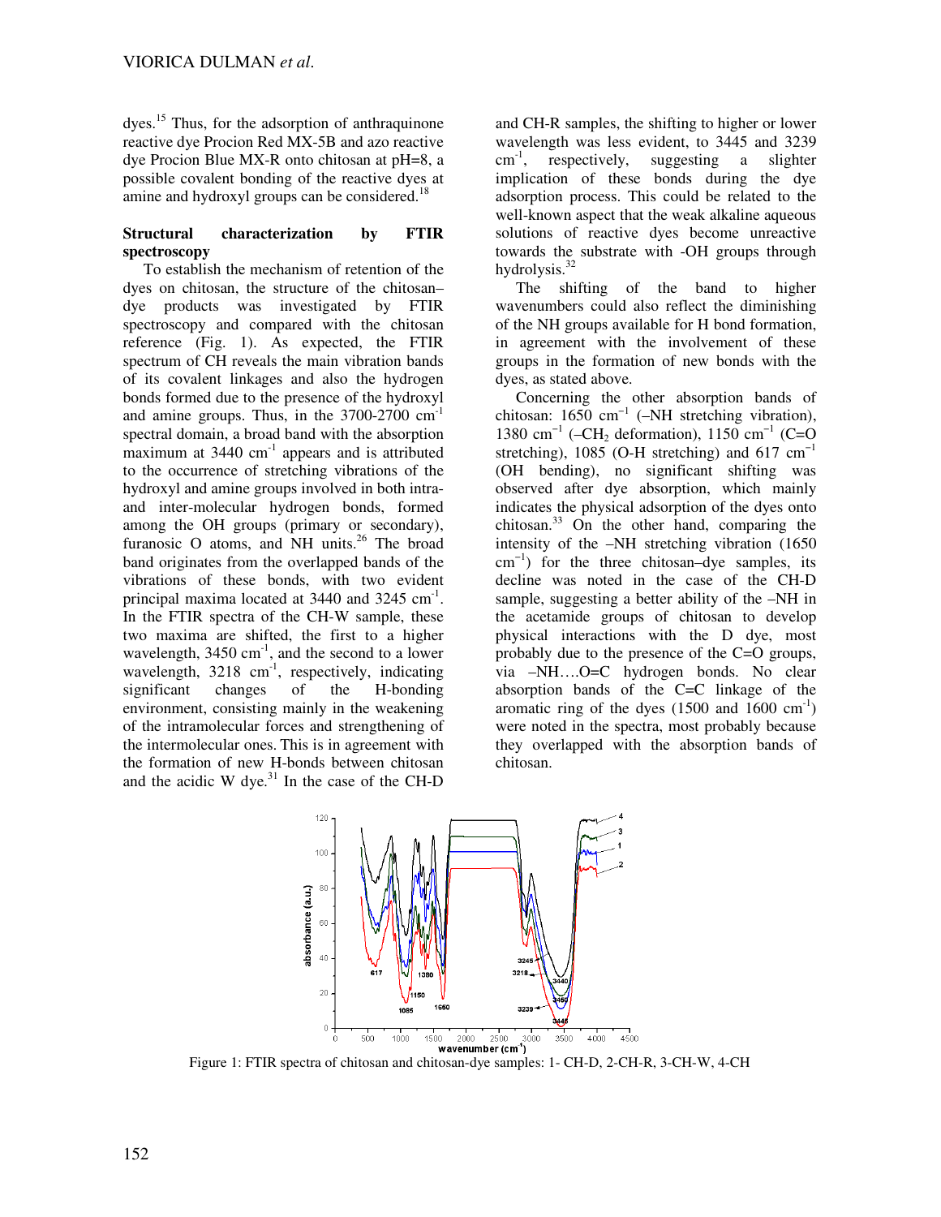dyes.[15] Thus, for the adsorption of anthraquinone reactive dye Procion Red MX-5B and azo reactive dye Procion Blue MX-R onto chitosan at pH=8, a possible covalent bonding of the reactive dyes at amine and hydroxyl groups can be considered.[18]

**Structural characterization by FTIR spectroscopy**

To establish the mechanism of retention of the dyes on chitosan, the structure of the chitosan–dye products was investigated by FTIR spectroscopy and compared with the chitosan reference (Fig. 1). As expected, the FTIR spectrum of CH reveals the main vibration bands of its covalent linkages and also the hydrogen bonds formed due to the presence of the hydroxyl and amine groups. Thus, in the 3700-2700 $cm^{-1}$ spectral domain, a broad band with the absorption maximum at 3440 $cm^{-1}$ appears and is attributed to the occurrence of stretching vibrations of the hydroxyl and amine groups involved in both intra- and inter-molecular hydrogen bonds, formed among the OH groups (primary or secondary), furanosic O atoms, and NH units.[26] The broad band originates from the overlapped bands of the vibrations of these bonds, with two evident principal maxima located at 3440 and 3245 $cm^{-1}$. In the FTIR spectra of the CH-W sample, these two maxima are shifted, the first to a higher wavelength, 3450 $cm^{-1}$, and the second to a lower wavelength, 3218 $cm^{-1}$, respectively, indicating significant changes of the H-bonding environment, consisting mainly in the weakening of the intramolecular forces and strengthening of the intermolecular ones. This is in agreement with the formation of new H-bonds between chitosan and the acidic W dye.[31] In the case of the CH-D and CH-R samples, the shifting to higher or lower wavelength was less evident, to 3445 and 3239 $cm^{-1}$, respectively, suggesting a slighter implication of these bonds during the dye adsorption process. This could be related to the well-known aspect that the weak alkaline aqueous solutions of reactive dyes become unreactive towards the substrate with -OH groups through hydrolysis.[32]

The shifting of the band to higher wavenumbers could also reflect the diminishing of the NH groups available for H bond formation, in agreement with the involvement of these groups in the formation of new bonds with the dyes, as stated above.

Concerning the other absorption bands of chitosan: 1650 $cm^{-1}$ (–NH stretching vibration), 1380 $cm^{-1}$ (–$CH_2$ deformation), 1150 $cm^{-1}$ (C=O stretching), 1085 (O-H stretching) and 617 $cm^{-1}$ (OH bending), no significant shifting was observed after dye absorption, which mainly indicates the physical adsorption of the dyes onto chitosan.[33] On the other hand, comparing the intensity of the –NH stretching vibration (1650 $cm^{-1}$) for the three chitosan–dye samples, its decline was noted in the case of the CH-D sample, suggesting a better ability of the –NH in the acetamide groups of chitosan to develop physical interactions with the D dye, most probably due to the presence of the C=O groups, via –NH….O=C hydrogen bonds. No clear absorption bands of the C=C linkage of the aromatic ring of the dyes (1500 and 1600 $cm^{-1}$) were noted in the spectra, most probably because they overlapped with the absorption bands of chitosan.

Figure 1: FTIR spectra of chitosan and chitosan-dye samples: 1- CH-D, 2-CH-R, 3-CH-W, 4-CH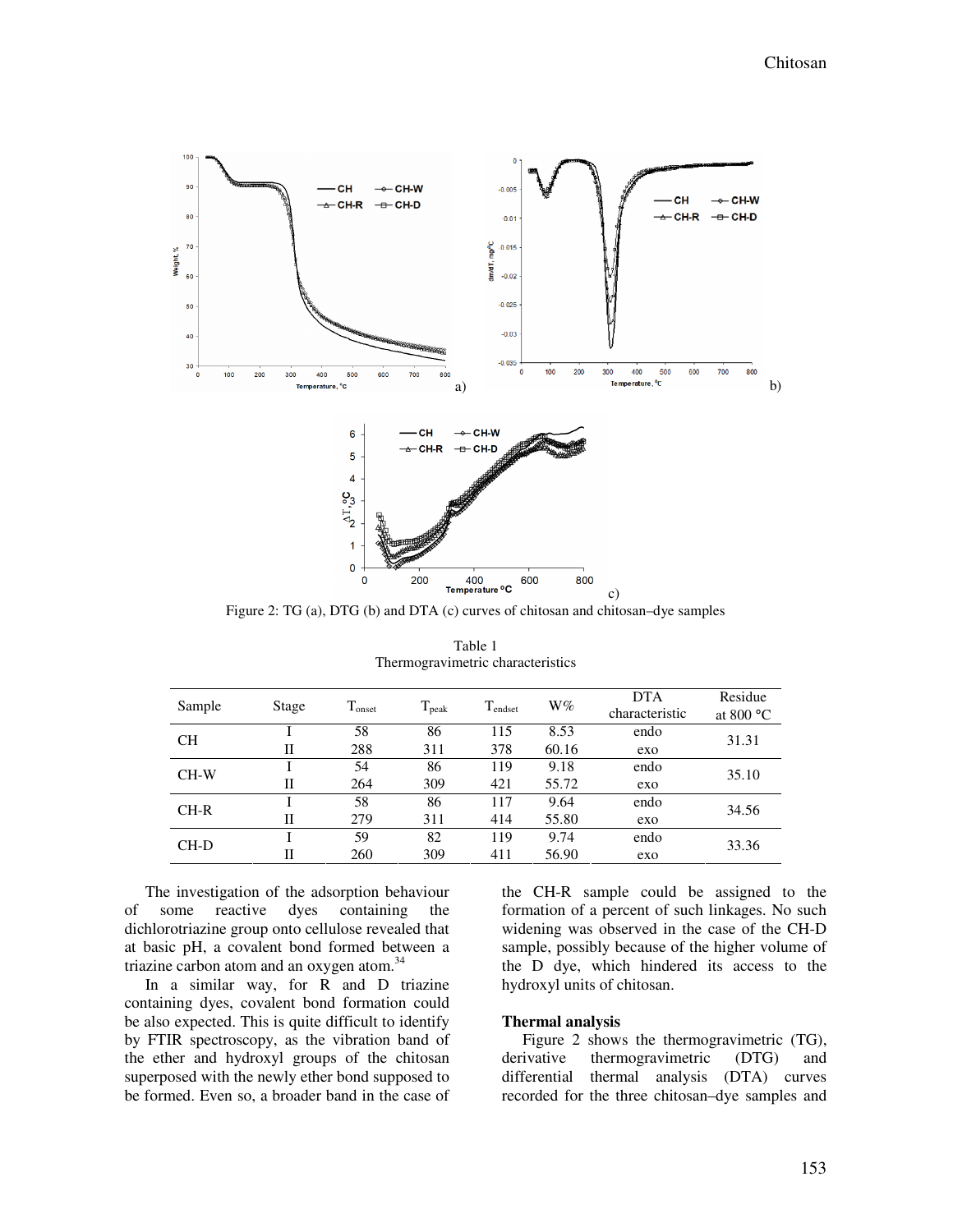Figure 2: TG (a), DTG (b) and DTA (c) curves of chitosan and chitosan–dye samples

Table 1
Thermogravimetric characteristics

| Sample | Stage | $T_{onset}$ | $T_{peak}$ | $T_{endset}$ | W% | DTA characteristic | Residue at 800 °C |
|---|---|---|---|---|---|---|---|
| CH | I | 58 | 86 | 115 | 8.53 | endo | 31.31 |
| | II | 288 | 311 | 378 | 60.16 | exo | |
| CH-W | I | 54 | 86 | 119 | 9.18 | endo | 35.10 |
| | II | 264 | 309 | 421 | 55.72 | exo | |
| CH-R | I | 58 | 86 | 117 | 9.64 | endo | 34.56 |
| | II | 279 | 311 | 414 | 55.80 | exo | |
| CH-D | I | 59 | 82 | 119 | 9.74 | endo | 33.36 |
| | II | 260 | 309 | 411 | 56.90 | exo | |

The investigation of the adsorption behaviour of some reactive dyes containing the dichlorotriazine group onto cellulose revealed that at basic pH, a covalent bond formed between a triazine carbon atom and an oxygen atom.[34]

In a similar way, for R and D triazine containing dyes, covalent bond formation could be also expected. This is quite difficult to identify by FTIR spectroscopy, as the vibration band of the ether and hydroxyl groups of the chitosan superposed with the newly ether bond supposed to be formed. Even so, a broader band in the case of the CH-R sample could be assigned to the formation of a percent of such linkages. No such widening was observed in the case of the CH-D sample, possibly because of the higher volume of the D dye, which hindered its access to the hydroxyl units of chitosan.

### Thermal analysis

Figure 2 shows the thermogravimetric (TG), derivative thermogravimetric (DTG) and differential thermal analysis (DTA) curves recorded for the three chitosan–dye samples and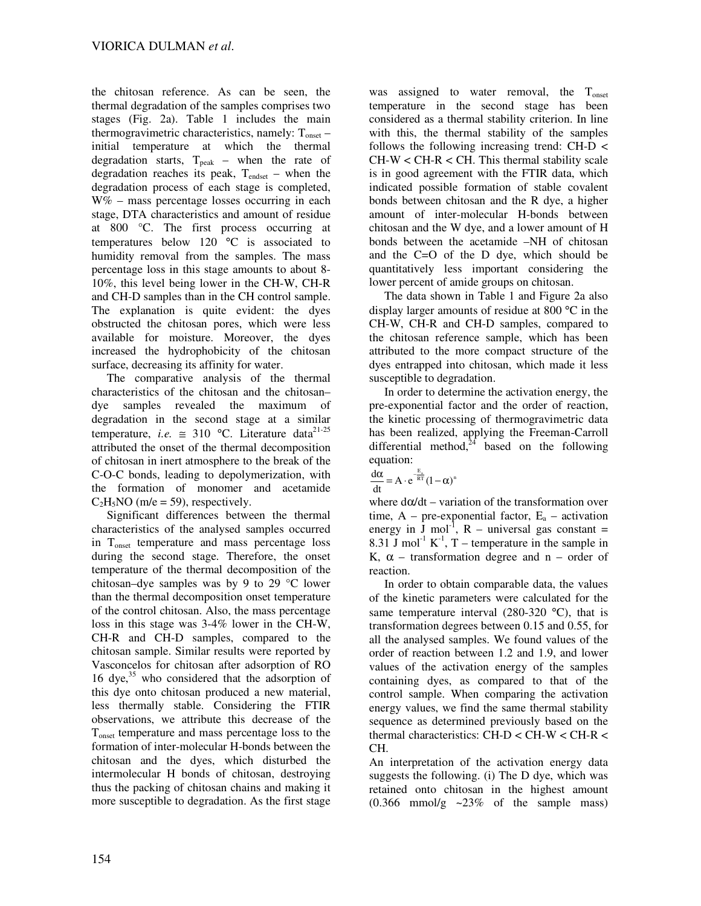the chitosan reference. As can be seen, the thermal degradation of the samples comprises two stages (Fig. 2a). Table 1 includes the main thermogravimetric characteristics, namely: $T_{onset}$ – initial temperature at which the thermal degradation starts, $T_{peak}$ – when the rate of degradation reaches its peak, $T_{endset}$ – when the degradation process of each stage is completed, W% – mass percentage losses occurring in each stage, DTA characteristics and amount of residue at 800 °C. The first process occurring at temperatures below 120 °C is associated to humidity removal from the samples. The mass percentage loss in this stage amounts to about 8-10%, this level being lower in the CH-W, CH-R and CH-D samples than in the CH control sample. The explanation is quite evident: the dyes obstructed the chitosan pores, which were less available for moisture. Moreover, the dyes increased the hydrophobicity of the chitosan surface, decreasing its affinity for water.

The comparative analysis of the thermal characteristics of the chitosan and the chitosan–dye samples revealed the maximum of degradation in the second stage at a similar temperature, *i.e.* ≅ 310 °C. Literature data[21-25] attributed the onset of the thermal decomposition of chitosan in inert atmosphere to the break of the C-O-C bonds, leading to depolymerization, with the formation of monomer and acetamide $C_2H_5NO$ (m/e = 59), respectively.

Significant differences between the thermal characteristics of the analysed samples occurred in $T_{onset}$ temperature and mass percentage loss during the second stage. Therefore, the onset temperature of the thermal decomposition of the chitosan–dye samples was by 9 to 29 °C lower than the thermal decomposition onset temperature of the control chitosan. Also, the mass percentage loss in this stage was 3-4% lower in the CH-W, CH-R and CH-D samples, compared to the chitosan sample. Similar results were reported by Vasconcelos for chitosan after adsorption of RO 16 dye,[35] who considered that the adsorption of this dye onto chitosan produced a new material, less thermally stable. Considering the FTIR observations, we attribute this decrease of the $T_{onset}$ temperature and mass percentage loss to the formation of inter-molecular H-bonds between the chitosan and the dyes, which disturbed the intermolecular H bonds of chitosan, destroying thus the packing of chitosan chains and making it more susceptible to degradation. As the first stage was assigned to water removal, the $T_{onset}$ temperature in the second stage has been considered as a thermal stability criterion. In line with this, the thermal stability of the samples follows the following increasing trend: CH-D < CH-W < CH-R < CH. This thermal stability scale is in good agreement with the FTIR data, which indicated possible formation of stable covalent bonds between chitosan and the R dye, a higher amount of inter-molecular H-bonds between chitosan and the W dye, and a lower amount of H bonds between the acetamide –NH of chitosan and the C=O of the D dye, which should be quantitatively less important considering the lower percent of amide groups on chitosan.

The data shown in Table 1 and Figure 2a also display larger amounts of residue at 800 °C in the CH-W, CH-R and CH-D samples, compared to the chitosan reference sample, which has been attributed to the more compact structure of the dyes entrapped into chitosan, which made it less susceptible to degradation.

In order to determine the activation energy, the pre-exponential factor and the order of reaction, the kinetic processing of thermogravimetric data has been realized, applying the Freeman-Carroll differential method,[24] based on the following equation:

$$\frac{d\alpha}{dt} = A \cdot e^{-\frac{E_a}{RT}}(1-\alpha)^n$$

where $d\alpha/dt$ – variation of the transformation over time, A – pre-exponential factor, $E_a$ – activation energy in J $mol^{-1}$, R – universal gas constant = 8.31 J $mol^{-1}$ $K^{-1}$, T – temperature in the sample in K, $\alpha$ – transformation degree and n – order of reaction.

In order to obtain comparable data, the values of the kinetic parameters were calculated for the same temperature interval (280-320 °C), that is transformation degrees between 0.15 and 0.55, for all the analysed samples. We found values of the order of reaction between 1.2 and 1.9, and lower values of the activation energy of the samples containing dyes, as compared to that of the control sample. When comparing the activation energy values, we find the same thermal stability sequence as determined previously based on the thermal characteristics: CH-D < CH-W < CH-R < CH.

An interpretation of the activation energy data suggests the following. (i) The D dye, which was retained onto chitosan in the highest amount (0.366 mmol/g ~23% of the sample mass)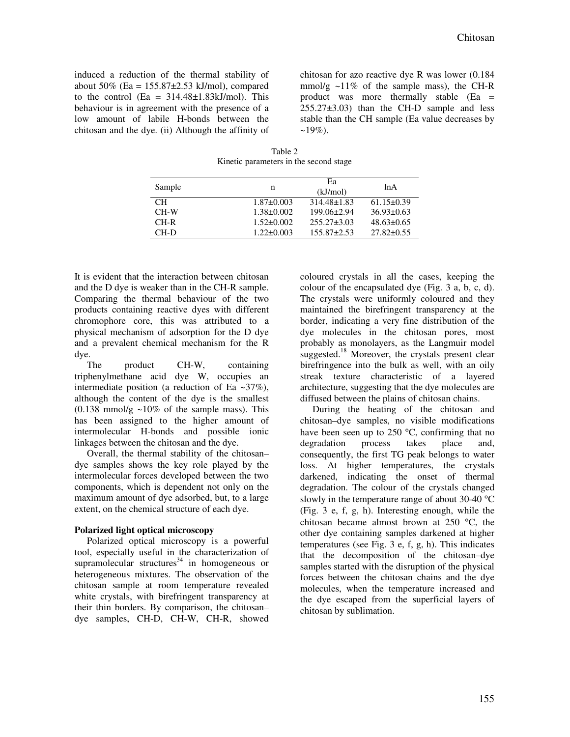induced a reduction of the thermal stability of about 50% (Ea = 155.87±2.53 kJ/mol), compared to the control (Ea = 314.48±1.83kJ/mol). This behaviour is in agreement with the presence of a low amount of labile H-bonds between the chitosan and the dye. (ii) Although the affinity of chitosan for azo reactive dye R was lower (0.184 mmol/g ~11% of the sample mass), the CH-R product was more thermally stable (Ea = 255.27±3.03) than the CH-D sample and less stable than the CH sample (Ea value decreases by ~19%).

Table 2
Kinetic parameters in the second stage

| Sample | n | Ea (kJ/mol) | lnA |
|---|---|---|---|
| CH | 1.87±0.003 | 314.48±1.83 | 61.15±0.39 |
| CH-W | 1.38±0.002 | 199.06±2.94 | 36.93±0.63 |
| CH-R | 1.52±0.002 | 255.27±3.03 | 48.63±0.65 |
| CH-D | 1.22±0.003 | 155.87±2.53 | 27.82±0.55 |

It is evident that the interaction between chitosan and the D dye is weaker than in the CH-R sample. Comparing the thermal behaviour of the two products containing reactive dyes with different chromophore core, this was attributed to a physical mechanism of adsorption for the D dye and a prevalent chemical mechanism for the R dye.

The product CH-W, containing triphenylmethane acid dye W, occupies an intermediate position (a reduction of Ea ~37%), although the content of the dye is the smallest (0.138 mmol/g ~10% of the sample mass). This has been assigned to the higher amount of intermolecular H-bonds and possible ionic linkages between the chitosan and the dye.

Overall, the thermal stability of the chitosan–dye samples shows the key role played by the intermolecular forces developed between the two components, which is dependent not only on the maximum amount of dye adsorbed, but, to a large extent, on the chemical structure of each dye.

**Polarized light optical microscopy**

Polarized optical microscopy is a powerful tool, especially useful in the characterization of supramolecular structures[34] in homogeneous or heterogeneous mixtures. The observation of the chitosan sample at room temperature revealed white crystals, with birefringent transparency at their thin borders. By comparison, the chitosan–dye samples, CH-D, CH-W, CH-R, showed coloured crystals in all the cases, keeping the colour of the encapsulated dye (Fig. 3 a, b, c, d). The crystals were uniformly coloured and they maintained the birefringent transparency at the border, indicating a very fine distribution of the dye molecules in the chitosan pores, most probably as monolayers, as the Langmuir model suggested.[18] Moreover, the crystals present clear birefringence into the bulk as well, with an oily streak texture characteristic of a layered architecture, suggesting that the dye molecules are diffused between the plains of chitosan chains.

During the heating of the chitosan and chitosan–dye samples, no visible modifications have been seen up to 250 °C, confirming that no degradation process takes place and, consequently, the first TG peak belongs to water loss. At higher temperatures, the crystals darkened, indicating the onset of thermal degradation. The colour of the crystals changed slowly in the temperature range of about 30-40 °C (Fig. 3 e, f, g, h). Interesting enough, while the chitosan became almost brown at 250 °C, the other dye containing samples darkened at higher temperatures (see Fig. 3 e, f, g, h). This indicates that the decomposition of the chitosan–dye samples started with the disruption of the physical forces between the chitosan chains and the dye molecules, when the temperature increased and the dye escaped from the superficial layers of chitosan by sublimation.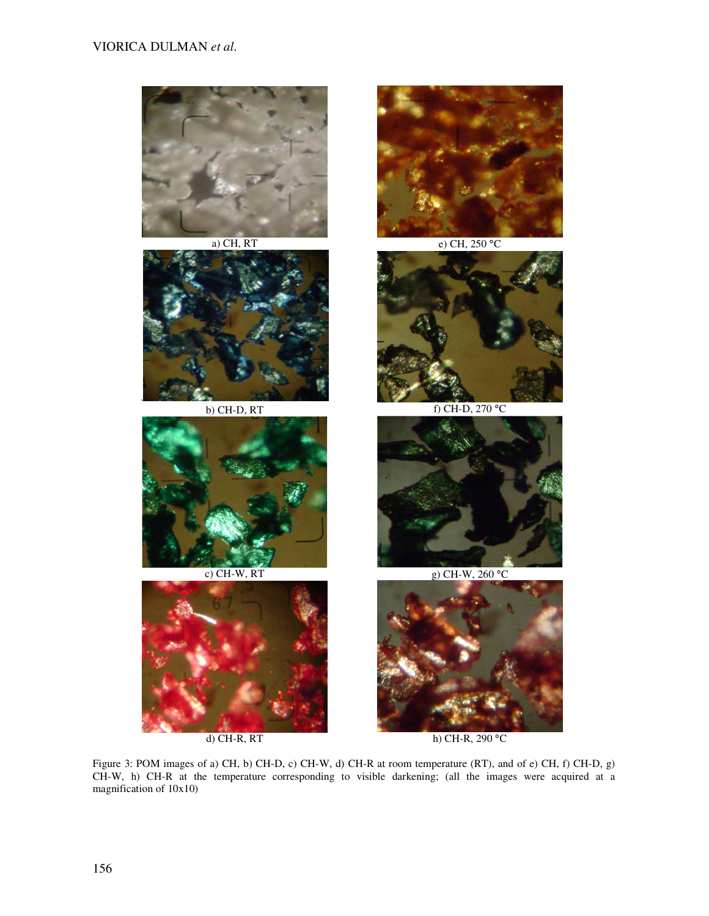a) CH, RT

e) CH, 250 °C

b) CH-D, RT

f) CH-D, 270 °C

c) CH-W, RT

g) CH-W, 260 °C

d) CH-R, RT

h) CH-R, 290 °C

Figure 3: POM images of a) CH, b) CH-D, c) CH-W, d) CH-R at room temperature (RT), and of e) CH, f) CH-D, g) CH-W, h) CH-R at the temperature corresponding to visible darkening; (all the images were acquired at a magnification of 10x10)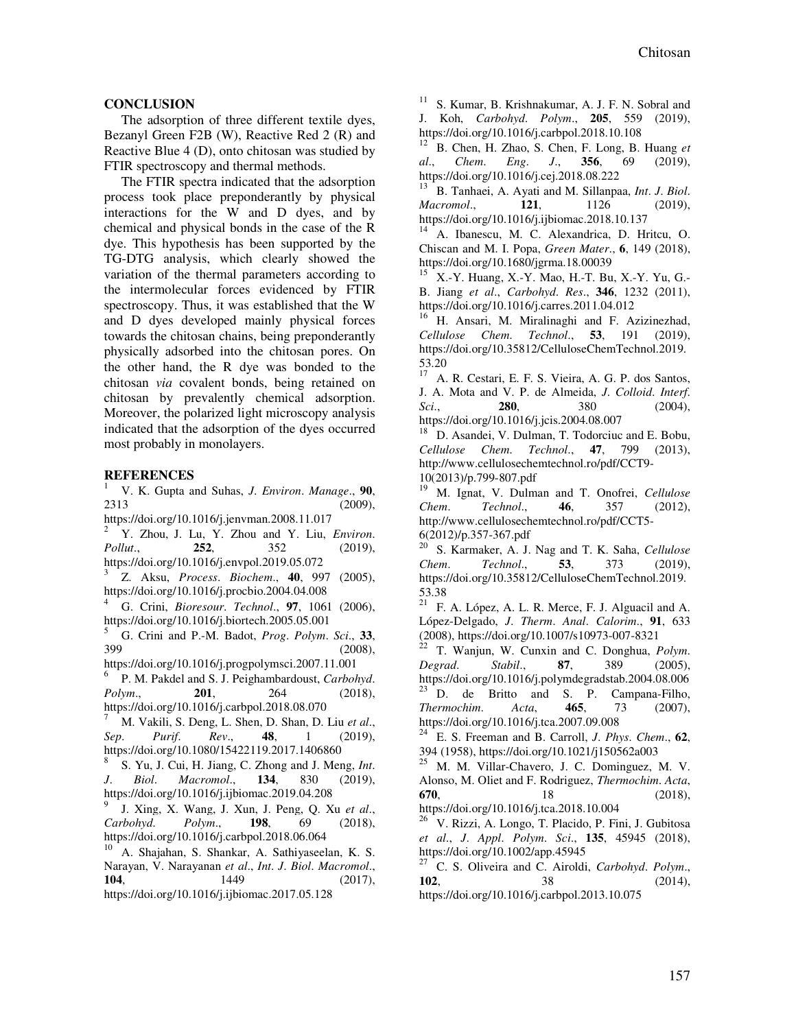## CONCLUSION

The adsorption of three different textile dyes, Bezanyl Green F2B (W), Reactive Red 2 (R) and Reactive Blue 4 (D), onto chitosan was studied by FTIR spectroscopy and thermal methods.

The FTIR spectra indicated that the adsorption process took place preponderantly by physical interactions for the W and D dyes, and by chemical and physical bonds in the case of the R dye. This hypothesis has been supported by the TG-DTG analysis, which clearly showed the variation of the thermal parameters according to the intermolecular forces evidenced by FTIR spectroscopy. Thus, it was established that the W and D dyes developed mainly physical forces towards the chitosan chains, being preponderantly physically adsorbed into the chitosan pores. On the other hand, the R dye was bonded to the chitosan *via* covalent bonds, being retained on chitosan by prevalently chemical adsorption. Moreover, the polarized light microscopy analysis indicated that the adsorption of the dyes occurred most probably in monolayers.

## REFERENCES

[1] V. K. Gupta and Suhas, *J. Environ. Manage.*, **90**, 2313 (2009), https://doi.org/10.1016/j.jenvman.2008.11.017

[2] Y. Zhou, J. Lu, Y. Zhou and Y. Liu, *Environ. Pollut.*, **252**, 352 (2019), https://doi.org/10.1016/j.envpol.2019.05.072

[3] Z. Aksu, *Process. Biochem.*, **40**, 997 (2005), https://doi.org/10.1016/j.procbio.2004.04.008

[4] G. Crini, *Bioresour. Technol.*, **97**, 1061 (2006), https://doi.org/10.1016/j.biortech.2005.05.001

[5] G. Crini and P.-M. Badot, *Prog. Polym. Sci.*, **33**, 399 (2008), https://doi.org/10.1016/j.progpolymsci.2007.11.001

[6] P. M. Pakdel and S. J. Peighambardoust, *Carbohyd. Polym.*, **201**, 264 (2018), https://doi.org/10.1016/j.carbpol.2018.08.070

[7] M. Vakili, S. Deng, L. Shen, D. Shan, D. Liu *et al.*, *Sep. Purif. Rev.*, **48**, 1 (2019), https://doi.org/10.1080/15422119.2017.1406860

[8] S. Yu, J. Cui, H. Jiang, C. Zhong and J. Meng, *Int. J. Biol. Macromol.*, **134**, 830 (2019), https://doi.org/10.1016/j.ijbiomac.2019.04.208

[9] J. Xing, X. Wang, J. Xun, J. Peng, Q. Xu *et al.*, *Carbohyd. Polym.*, **198**, 69 (2018), https://doi.org/10.1016/j.carbpol.2018.06.064

[10] A. Shajahan, S. Shankar, A. Sathiyaseelan, K. S. Narayan, V. Narayanan *et al.*, *Int. J. Biol. Macromol.*, **104**, 1449 (2017), https://doi.org/10.1016/j.ijbiomac.2017.05.128

[11] S. Kumar, B. Krishnakumar, A. J. F. N. Sobral and J. Koh, *Carbohyd. Polym.*, **205**, 559 (2019), https://doi.org/10.1016/j.carbpol.2018.10.108

[12] B. Chen, H. Zhao, S. Chen, F. Long, B. Huang *et al.*, *Chem. Eng. J.*, **356**, 69 (2019), https://doi.org/10.1016/j.cej.2018.08.222

[13] B. Tanhaei, A. Ayati and M. Sillanpaa, *Int. J. Biol. Macromol.*, **121**, 1126 (2019), https://doi.org/10.1016/j.ijbiomac.2018.10.137

[14] A. Ibanescu, M. C. Alexandrica, D. Hritcu, O. Chiscan and M. I. Popa, *Green Mater.*, **6**, 149 (2018), https://doi.org/10.1680/jgrma.18.00039

[15] X.-Y. Huang, X.-Y. Mao, H.-T. Bu, X.-Y. Yu, G.-B. Jiang *et al.*, *Carbohyd. Res.*, **346**, 1232 (2011), https://doi.org/10.1016/j.carres.2011.04.012

[16] H. Ansari, M. Miralinaghi and F. Azizinezhad, *Cellulose Chem. Technol.*, **53**, 191 (2019), https://doi.org/10.35812/CelluloseChemTechnol.2019.53.20

[17] A. R. Cestari, E. F. S. Vieira, A. G. P. dos Santos, J. A. Mota and V. P. de Almeida, *J. Colloid. Interf. Sci.*, **280**, 380 (2004), https://doi.org/10.1016/j.jcis.2004.08.007

[18] D. Asandei, V. Dulman, T. Todorciuc and E. Bobu, *Cellulose Chem. Technol.*, **47**, 799 (2013), http://www.cellulosechemtechnol.ro/pdf/CCT9-10(2013)/p.799-807.pdf

[19] M. Ignat, V. Dulman and T. Onofrei, *Cellulose Chem. Technol.*, **46**, 357 (2012), http://www.cellulosechemtechnol.ro/pdf/CCT5-6(2012)/p.357-367.pdf

[20] S. Karmaker, A. J. Nag and T. K. Saha, *Cellulose Chem. Technol.*, **53**, 373 (2019), https://doi.org/10.35812/CelluloseChemTechnol.2019.53.38

[21] F. A. López, A. L. R. Merce, F. J. Alguacil and A. López-Delgado, *J. Therm. Anal. Calorim.*, **91**, 633 (2008), https://doi.org/10.1007/s10973-007-8321

[22] T. Wanjun, W. Cunxin and C. Donghua, *Polym. Degrad. Stabil.*, **87**, 389 (2005), https://doi.org/10.1016/j.polymdegradstab.2004.08.006

[23] D. de Britto and S. P. Campana-Filho, *Thermochim. Acta*, **465**, 73 (2007), https://doi.org/10.1016/j.tca.2007.09.008

[24] E. S. Freeman and B. Carroll, *J. Phys. Chem.*, **62**, 394 (1958), https://doi.org/10.1021/j150562a003

[25] M. M. Villar-Chavero, J. C. Dominguez, M. V. Alonso, M. Oliet and F. Rodriguez, *Thermochim. Acta*, **670**, 18 (2018), https://doi.org/10.1016/j.tca.2018.10.004

[26] V. Rizzi, A. Longo, T. Placido, P. Fini, J. Gubitosa *et al.*, *J. Appl. Polym. Sci.*, **135**, 45945 (2018), https://doi.org/10.1002/app.45945

[27] C. S. Oliveira and C. Airoldi, *Carbohyd. Polym.*, **102**, 38 (2014), https://doi.org/10.1016/j.carbpol.2013.10.075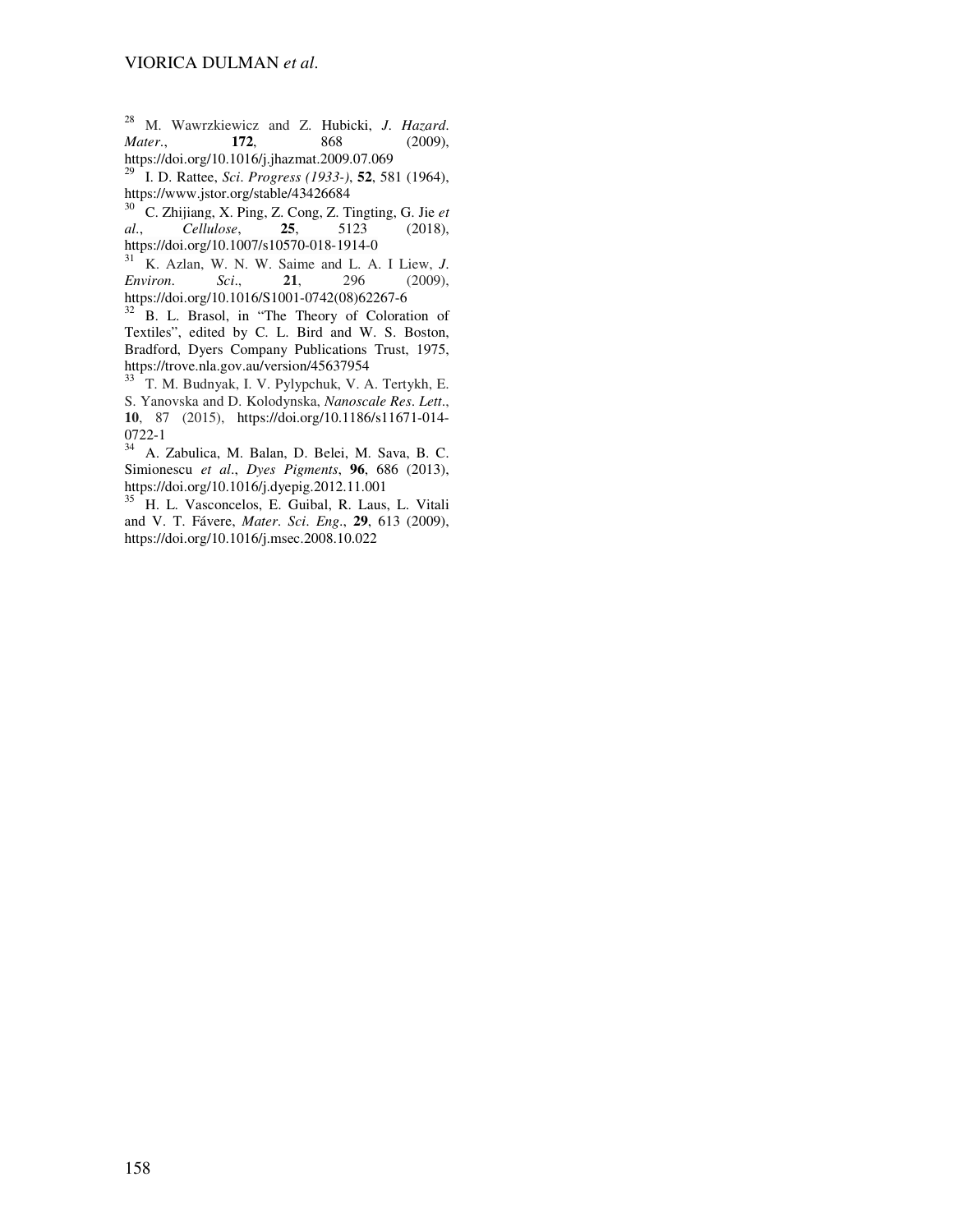[28] M. Wawrzkiewicz and Z. Hubicki, *J. Hazard. Mater.*, **172**, 868 (2009), https://doi.org/10.1016/j.jhazmat.2009.07.069

[29] I. D. Rattee, *Sci. Progress (1933-)*, **52**, 581 (1964), https://www.jstor.org/stable/43426684

[30] C. Zhijiang, X. Ping, Z. Cong, Z. Tingting, G. Jie *et al.*, *Cellulose*, **25**, 5123 (2018), https://doi.org/10.1007/s10570-018-1914-0

[31] K. Azlan, W. N. W. Saime and L. A. I Liew, *J. Environ. Sci.*, **21**, 296 (2009), https://doi.org/10.1016/S1001-0742(08)62267-6

[32] B. L. Brasol, in "The Theory of Coloration of Textiles", edited by C. L. Bird and W. S. Boston, Bradford, Dyers Company Publications Trust, 1975, https://trove.nla.gov.au/version/45637954

[33] T. M. Budnyak, I. V. Pylypchuk, V. A. Tertykh, E. S. Yanovska and D. Kolodynska, *Nanoscale Res. Lett.*, **10**, 87 (2015), https://doi.org/10.1186/s11671-014-0722-1

[34] A. Zabulica, M. Balan, D. Belei, M. Sava, B. C. Simionescu *et al.*, *Dyes Pigments*, **96**, 686 (2013), https://doi.org/10.1016/j.dyepig.2012.11.001

[35] H. L. Vasconcelos, E. Guibal, R. Laus, L. Vitali and V. T. Fávere, *Mater. Sci. Eng.*, **29**, 613 (2009), https://doi.org/10.1016/j.msec.2008.10.022